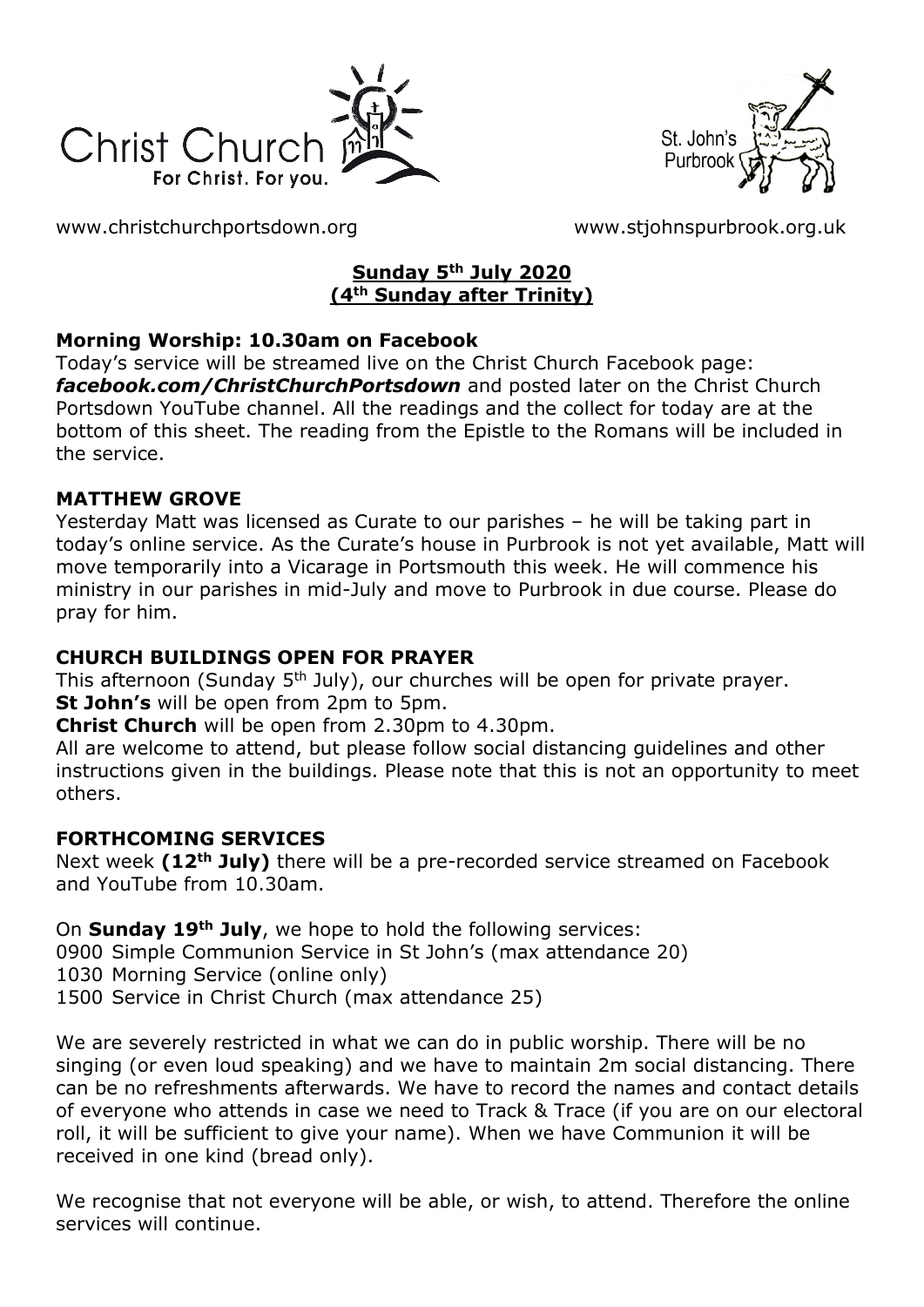Christ Church
For Christ. For you.

St. John's
Purbrook

www.christchurchportsdown.org www.stjohnspurbrook.org.uk

**Sunday 5th July 2020**
**(4th Sunday after Trinity)**

**Morning Worship: 10.30am on Facebook**

Today's service will be streamed live on the Christ Church Facebook page: ***facebook.com/ChristChurchPortsdown*** and posted later on the Christ Church Portsdown YouTube channel. All the readings and the collect for today are at the bottom of this sheet. The reading from the Epistle to the Romans will be included in the service.

**MATTHEW GROVE**

Yesterday Matt was licensed as Curate to our parishes – he will be taking part in today's online service. As the Curate's house in Purbrook is not yet available, Matt will move temporarily into a Vicarage in Portsmouth this week. He will commence his ministry in our parishes in mid-July and move to Purbrook in due course. Please do pray for him.

**CHURCH BUILDINGS OPEN FOR PRAYER**

This afternoon (Sunday 5th July), our churches will be open for private prayer.
**St John's** will be open from 2pm to 5pm.
**Christ Church** will be open from 2.30pm to 4.30pm.
All are welcome to attend, but please follow social distancing guidelines and other instructions given in the buildings. Please note that this is not an opportunity to meet others.

**FORTHCOMING SERVICES**

Next week **(12th July)** there will be a pre-recorded service streamed on Facebook and YouTube from 10.30am.

On **Sunday 19th July**, we hope to hold the following services:
0900 Simple Communion Service in St John's (max attendance 20)
1030 Morning Service (online only)
1500 Service in Christ Church (max attendance 25)

We are severely restricted in what we can do in public worship. There will be no singing (or even loud speaking) and we have to maintain 2m social distancing. There can be no refreshments afterwards. We have to record the names and contact details of everyone who attends in case we need to Track & Trace (if you are on our electoral roll, it will be sufficient to give your name). When we have Communion it will be received in one kind (bread only).

We recognise that not everyone will be able, or wish, to attend. Therefore the online services will continue.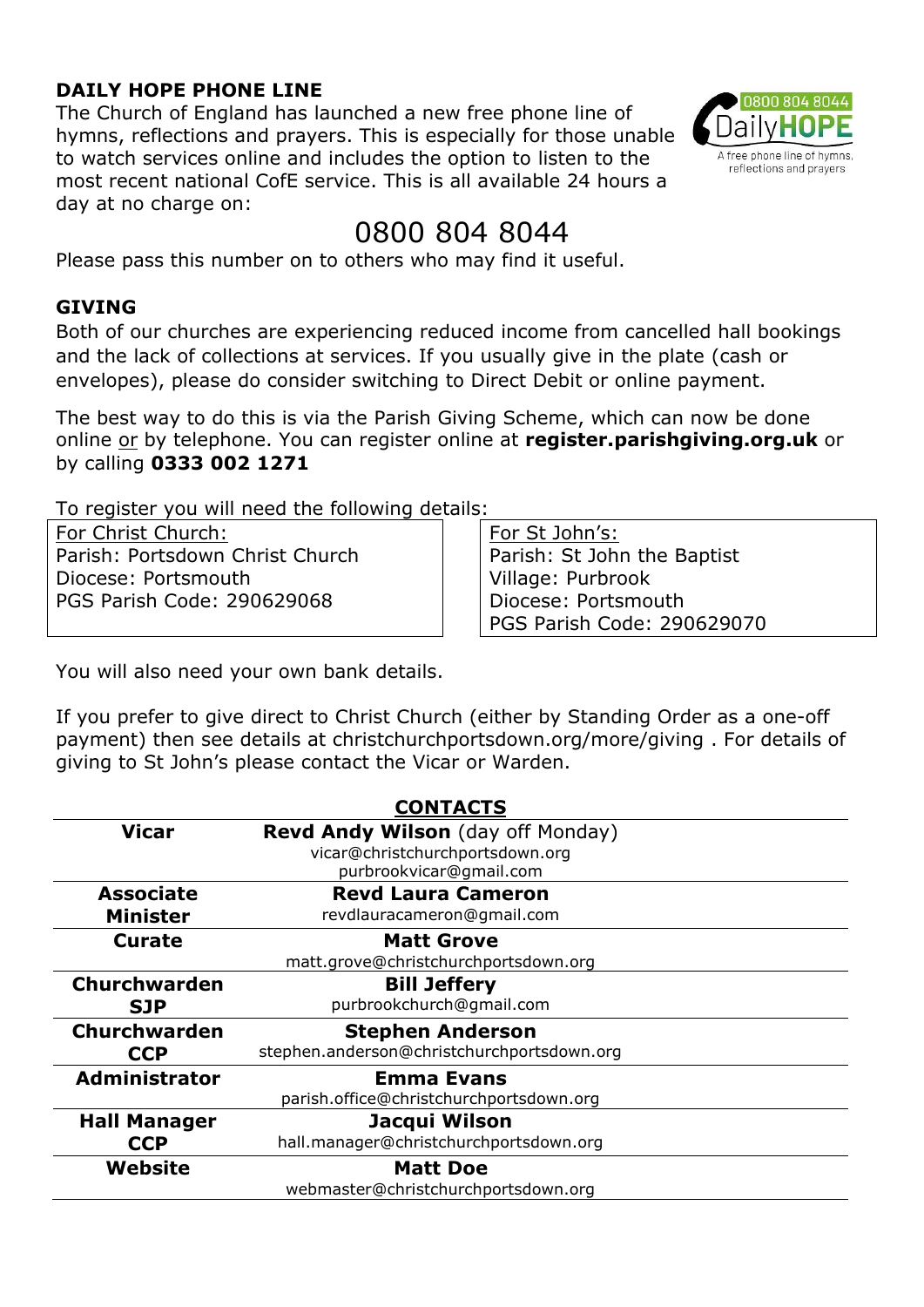## DAILY HOPE PHONE LINE

The Church of England has launched a new free phone line of hymns, reflections and prayers. This is especially for those unable to watch services online and includes the option to listen to the most recent national CofE service. This is all available 24 hours a day at no charge on:

# 0800 804 8044

Please pass this number on to others who may find it useful.

## GIVING

Both of our churches are experiencing reduced income from cancelled hall bookings and the lack of collections at services. If you usually give in the plate (cash or envelopes), please do consider switching to Direct Debit or online payment.

The best way to do this is via the Parish Giving Scheme, which can now be done online or by telephone. You can register online at **register.parishgiving.org.uk** or by calling **0333 002 1271**

To register you will need the following details:

| For Christ Church: | For St John's: |
|---|---|
| Parish: Portsdown Christ Church | Parish: St John the Baptist |
| Diocese: Portsmouth | Village: Purbrook |
| PGS Parish Code: 290629068 | Diocese: Portsmouth |
| | PGS Parish Code: 290629070 |

You will also need your own bank details.

If you prefer to give direct to Christ Church (either by Standing Order as a one-off payment) then see details at christchurchportsdown.org/more/giving . For details of giving to St John's please contact the Vicar or Warden.

## CONTACTS

| | |
|---|---|
| **Vicar** | **Revd Andy Wilson** (day off Monday)<br>vicar@christchurchportsdown.org<br>purbrookvicar@gmail.com |
| **Associate Minister** | **Revd Laura Cameron**<br>revdlauracameron@gmail.com |
| **Curate** | **Matt Grove**<br>matt.grove@christchurchportsdown.org |
| **Churchwarden SJP** | **Bill Jeffery**<br>purbrookchurch@gmail.com |
| **Churchwarden CCP** | **Stephen Anderson**<br>stephen.anderson@christchurchportsdown.org |
| **Administrator** | **Emma Evans**<br>parish.office@christchurchportsdown.org |
| **Hall Manager CCP** | **Jacqui Wilson**<br>hall.manager@christchurchportsdown.org |
| **Website** | **Matt Doe**<br>webmaster@christchurchportsdown.org |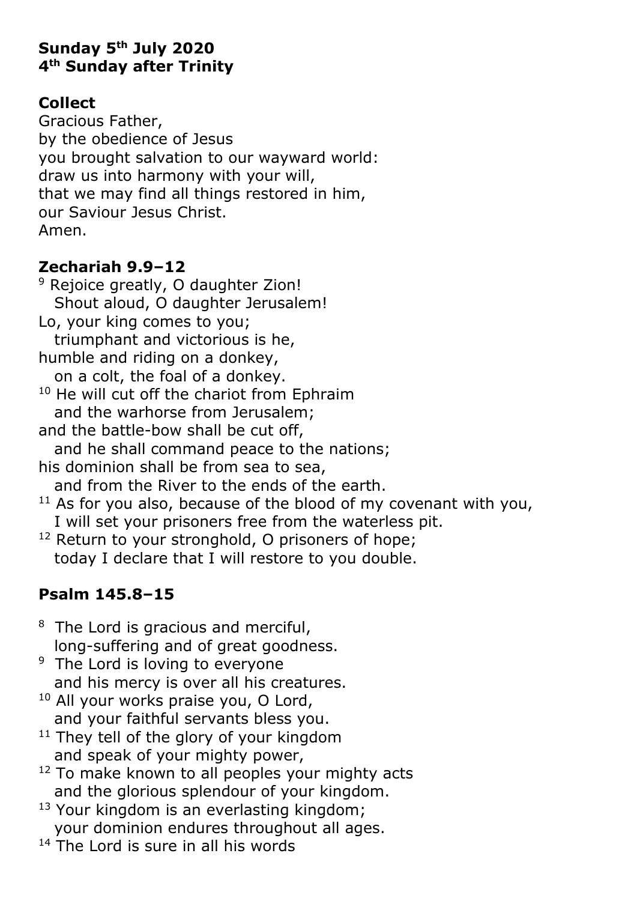**Sunday 5th July 2020**
**4th Sunday after Trinity**

## Collect

Gracious Father,
by the obedience of Jesus
you brought salvation to our wayward world:
draw us into harmony with your will,
that we may find all things restored in him,
our Saviour Jesus Christ.
Amen.

## Zechariah 9.9–12

[9] Rejoice greatly, O daughter Zion!
   Shout aloud, O daughter Jerusalem!
Lo, your king comes to you;
   triumphant and victorious is he,
humble and riding on a donkey,
   on a colt, the foal of a donkey.
[10] He will cut off the chariot from Ephraim
   and the warhorse from Jerusalem;
and the battle-bow shall be cut off,
   and he shall command peace to the nations;
his dominion shall be from sea to sea,
   and from the River to the ends of the earth.
[11] As for you also, because of the blood of my covenant with you,
   I will set your prisoners free from the waterless pit.
[12] Return to your stronghold, O prisoners of hope;
   today I declare that I will restore to you double.

## Psalm 145.8–15

[8] The Lord is gracious and merciful,
   long-suffering and of great goodness.
[9] The Lord is loving to everyone
   and his mercy is over all his creatures.
[10] All your works praise you, O Lord,
   and your faithful servants bless you.
[11] They tell of the glory of your kingdom
   and speak of your mighty power,
[12] To make known to all peoples your mighty acts
   and the glorious splendour of your kingdom.
[13] Your kingdom is an everlasting kingdom;
   your dominion endures throughout all ages.
[14] The Lord is sure in all his words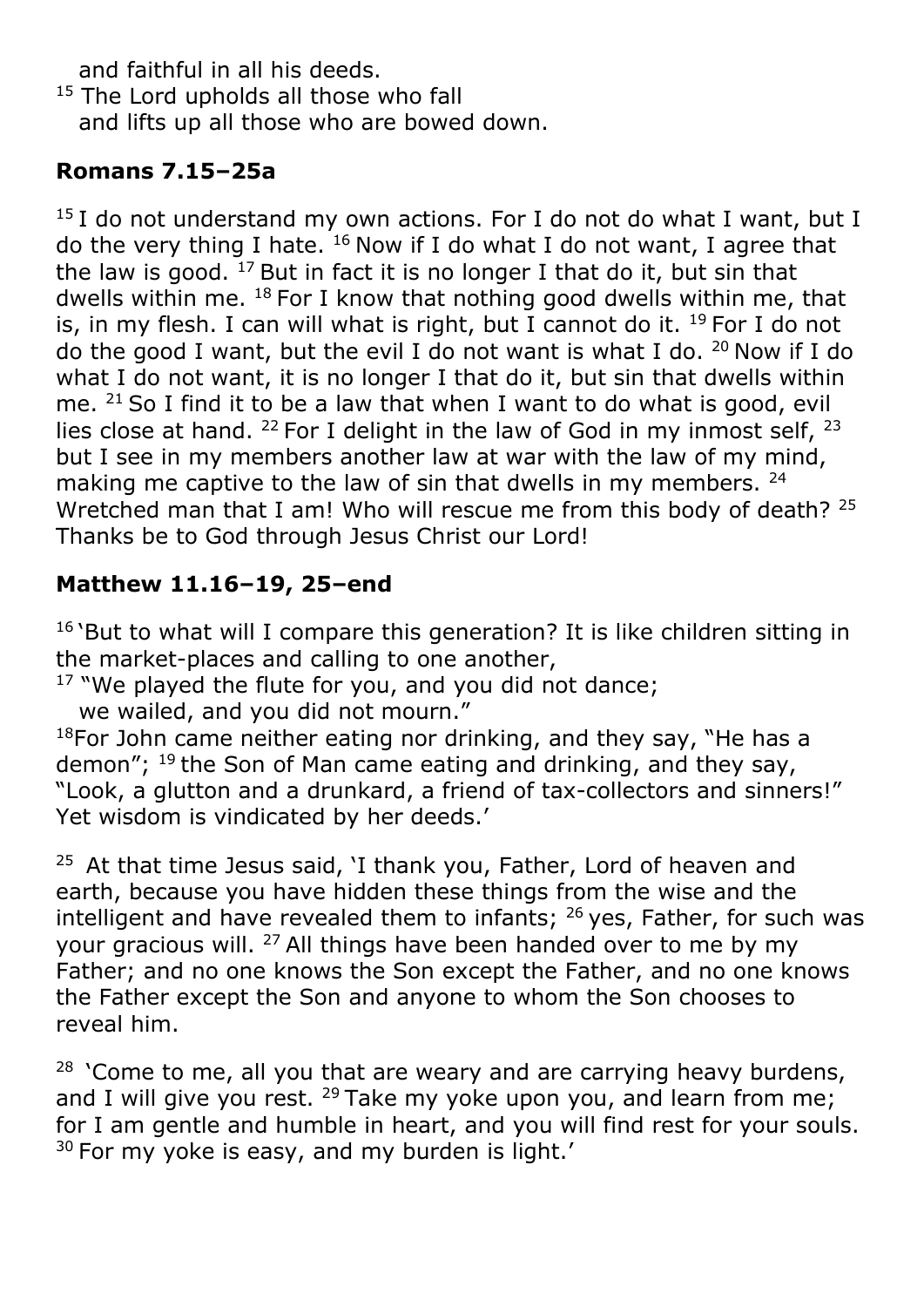and faithful in all his deeds.

[15] The Lord upholds all those who fall
   and lifts up all those who are bowed down.

## Romans 7.15–25a

[15] I do not understand my own actions. For I do not do what I want, but I do the very thing I hate. [16] Now if I do what I do not want, I agree that the law is good. [17] But in fact it is no longer I that do it, but sin that dwells within me. [18] For I know that nothing good dwells within me, that is, in my flesh. I can will what is right, but I cannot do it. [19] For I do not do the good I want, but the evil I do not want is what I do. [20] Now if I do what I do not want, it is no longer I that do it, but sin that dwells within me. [21] So I find it to be a law that when I want to do what is good, evil lies close at hand. [22] For I delight in the law of God in my inmost self, [23] but I see in my members another law at war with the law of my mind, making me captive to the law of sin that dwells in my members. [24] Wretched man that I am! Who will rescue me from this body of death? [25] Thanks be to God through Jesus Christ our Lord!

## Matthew 11.16–19, 25–end

[16] 'But to what will I compare this generation? It is like children sitting in the market-places and calling to one another,

[17] "We played the flute for you, and you did not dance;
   we wailed, and you did not mourn."

[18] For John came neither eating nor drinking, and they say, "He has a demon"; [19] the Son of Man came eating and drinking, and they say, "Look, a glutton and a drunkard, a friend of tax-collectors and sinners!" Yet wisdom is vindicated by her deeds.'

[25] At that time Jesus said, 'I thank you, Father, Lord of heaven and earth, because you have hidden these things from the wise and the intelligent and have revealed them to infants; [26] yes, Father, for such was your gracious will. [27] All things have been handed over to me by my Father; and no one knows the Son except the Father, and no one knows the Father except the Son and anyone to whom the Son chooses to reveal him.

[28] 'Come to me, all you that are weary and are carrying heavy burdens, and I will give you rest. [29] Take my yoke upon you, and learn from me; for I am gentle and humble in heart, and you will find rest for your souls. [30] For my yoke is easy, and my burden is light.'